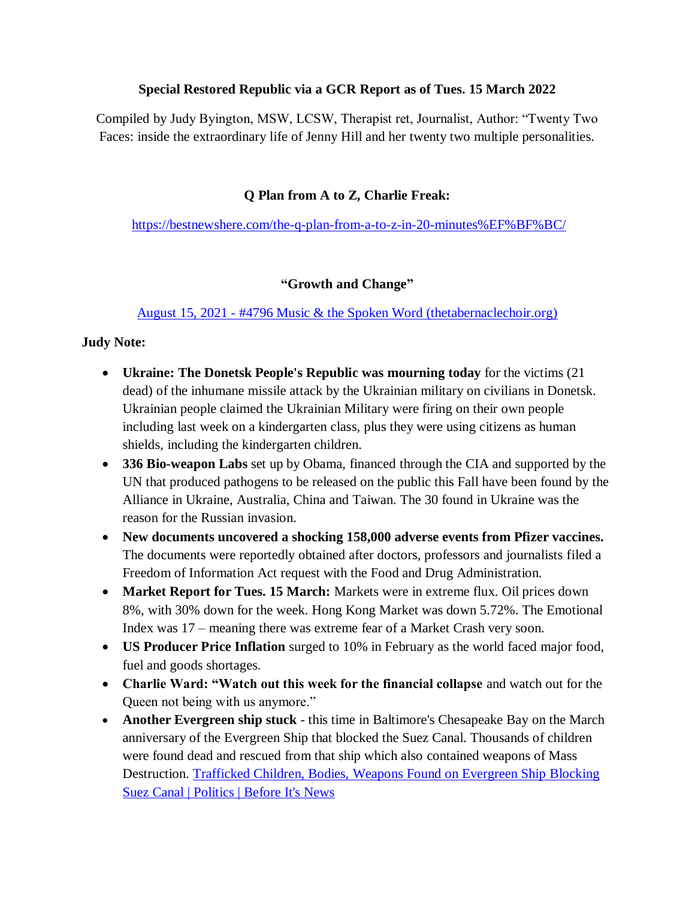**Special Restored Republic via a GCR Report as of Tues. 15 March 2022**

Compiled by Judy Byington, MSW, LCSW, Therapist ret, Journalist, Author: "Twenty Two Faces: inside the extraordinary life of Jenny Hill and her twenty two multiple personalities.

**Q Plan from A to Z, Charlie Freak:**

[https://bestnewshere.com/the-q-plan-from-a-to-z-in-20-minutes%EF%BF%BC/](https://bestnewshere.com/the-q-plan-from-a-to-z-in-20-minutes%EF%BF%BC/)

**"Growth and Change"**

[August 15, 2021 - #4796 Music & the Spoken Word (thetabernaclechoir.org)]()

**Judy Note:**

- **Ukraine: The Donetsk People's Republic was mourning today** for the victims (21 dead) of the inhumane missile attack by the Ukrainian military on civilians in Donetsk. Ukrainian people claimed the Ukrainian Military were firing on their own people including last week on a kindergarten class, plus they were using citizens as human shields, including the kindergarten children.
- **336 Bio-weapon Labs** set up by Obama, financed through the CIA and supported by the UN that produced pathogens to be released on the public this Fall have been found by the Alliance in Ukraine, Australia, China and Taiwan. The 30 found in Ukraine was the reason for the Russian invasion.
- **New documents uncovered a shocking 158,000 adverse events from Pfizer vaccines.** The documents were reportedly obtained after doctors, professors and journalists filed a Freedom of Information Act request with the Food and Drug Administration.
- **Market Report for Tues. 15 March:** Markets were in extreme flux. Oil prices down 8%, with 30% down for the week. Hong Kong Market was down 5.72%. The Emotional Index was 17 – meaning there was extreme fear of a Market Crash very soon.
- **US Producer Price Inflation** surged to 10% in February as the world faced major food, fuel and goods shortages.
- **Charlie Ward: "Watch out this week for the financial collapse** and watch out for the Queen not being with us anymore."
- **Another Evergreen ship stuck** - this time in Baltimore's Chesapeake Bay on the March anniversary of the Evergreen Ship that blocked the Suez Canal. Thousands of children were found dead and rescued from that ship which also contained weapons of Mass Destruction. [Trafficked Children, Bodies, Weapons Found on Evergreen Ship Blocking Suez Canal | Politics | Before It's News]()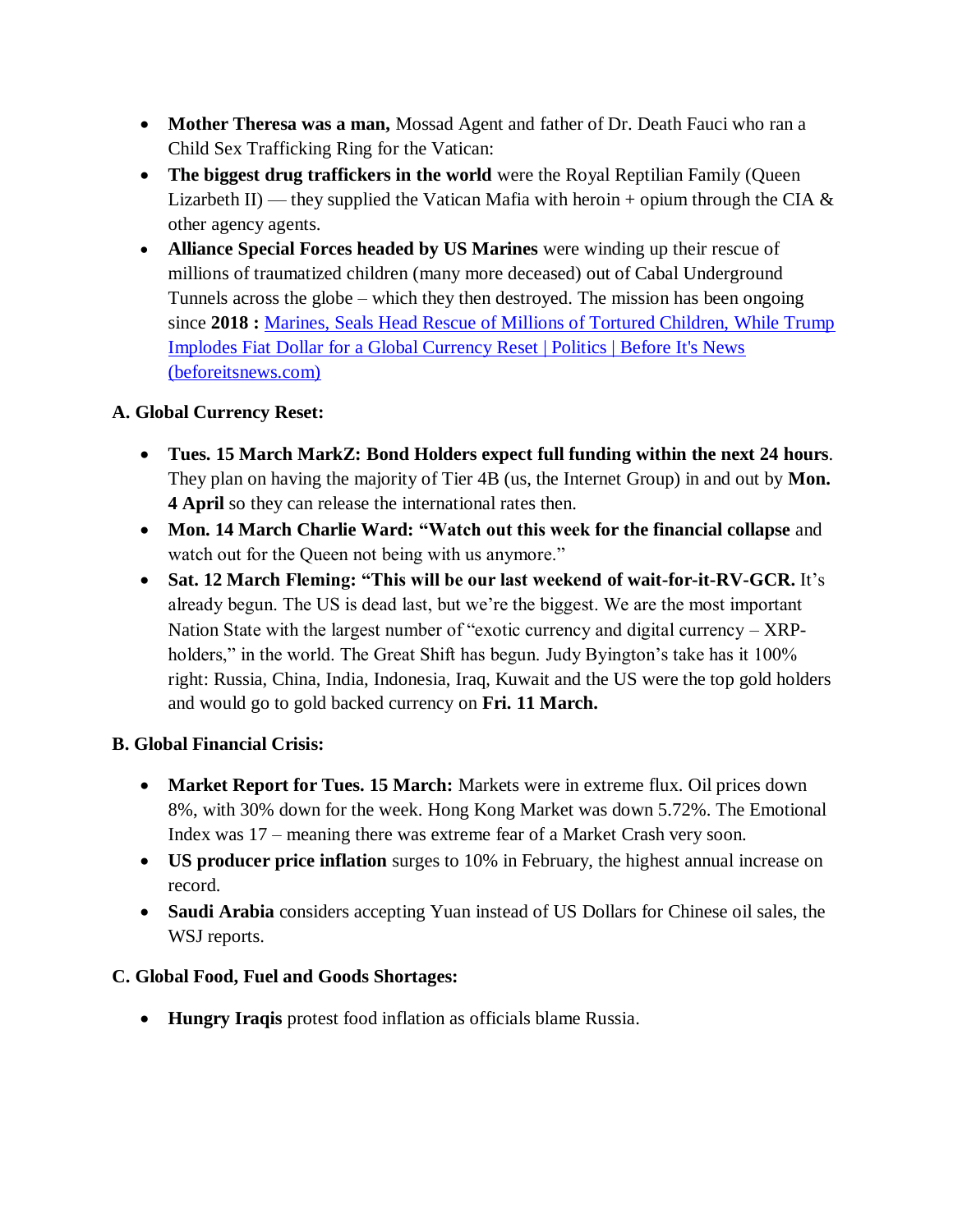- **Mother Theresa was a man,** Mossad Agent and father of Dr. Death Fauci who ran a Child Sex Trafficking Ring for the Vatican:
- **The biggest drug traffickers in the world** were the Royal Reptilian Family (Queen Lizarbeth II) — they supplied the Vatican Mafia with heroin + opium through the CIA & other agency agents.
- **Alliance Special Forces headed by US Marines** were winding up their rescue of millions of traumatized children (many more deceased) out of Cabal Underground Tunnels across the globe – which they then destroyed. The mission has been ongoing since **2018 :** [Marines, Seals Head Rescue of Millions of Tortured Children, While Trump Implodes Fiat Dollar for a Global Currency Reset | Politics | Before It's News (beforeitsnews.com)]

**A. Global Currency Reset:**

- **Tues. 15 March MarkZ: Bond Holders expect full funding within the next 24 hours**. They plan on having the majority of Tier 4B (us, the Internet Group) in and out by **Mon. 4 April** so they can release the international rates then.
- **Mon. 14 March Charlie Ward: "Watch out this week for the financial collapse** and watch out for the Queen not being with us anymore."
- **Sat. 12 March Fleming: "This will be our last weekend of wait-for-it-RV-GCR.** It's already begun. The US is dead last, but we're the biggest. We are the most important Nation State with the largest number of "exotic currency and digital currency – XRP-holders," in the world. The Great Shift has begun. Judy Byington's take has it 100% right: Russia, China, India, Indonesia, Iraq, Kuwait and the US were the top gold holders and would go to gold backed currency on **Fri. 11 March.**

**B. Global Financial Crisis:**

- **Market Report for Tues. 15 March:** Markets were in extreme flux. Oil prices down 8%, with 30% down for the week. Hong Kong Market was down 5.72%. The Emotional Index was 17 – meaning there was extreme fear of a Market Crash very soon.
- **US producer price inflation** surges to 10% in February, the highest annual increase on record.
- **Saudi Arabia** considers accepting Yuan instead of US Dollars for Chinese oil sales, the WSJ reports.

**C. Global Food, Fuel and Goods Shortages:**

- **Hungry Iraqis** protest food inflation as officials blame Russia.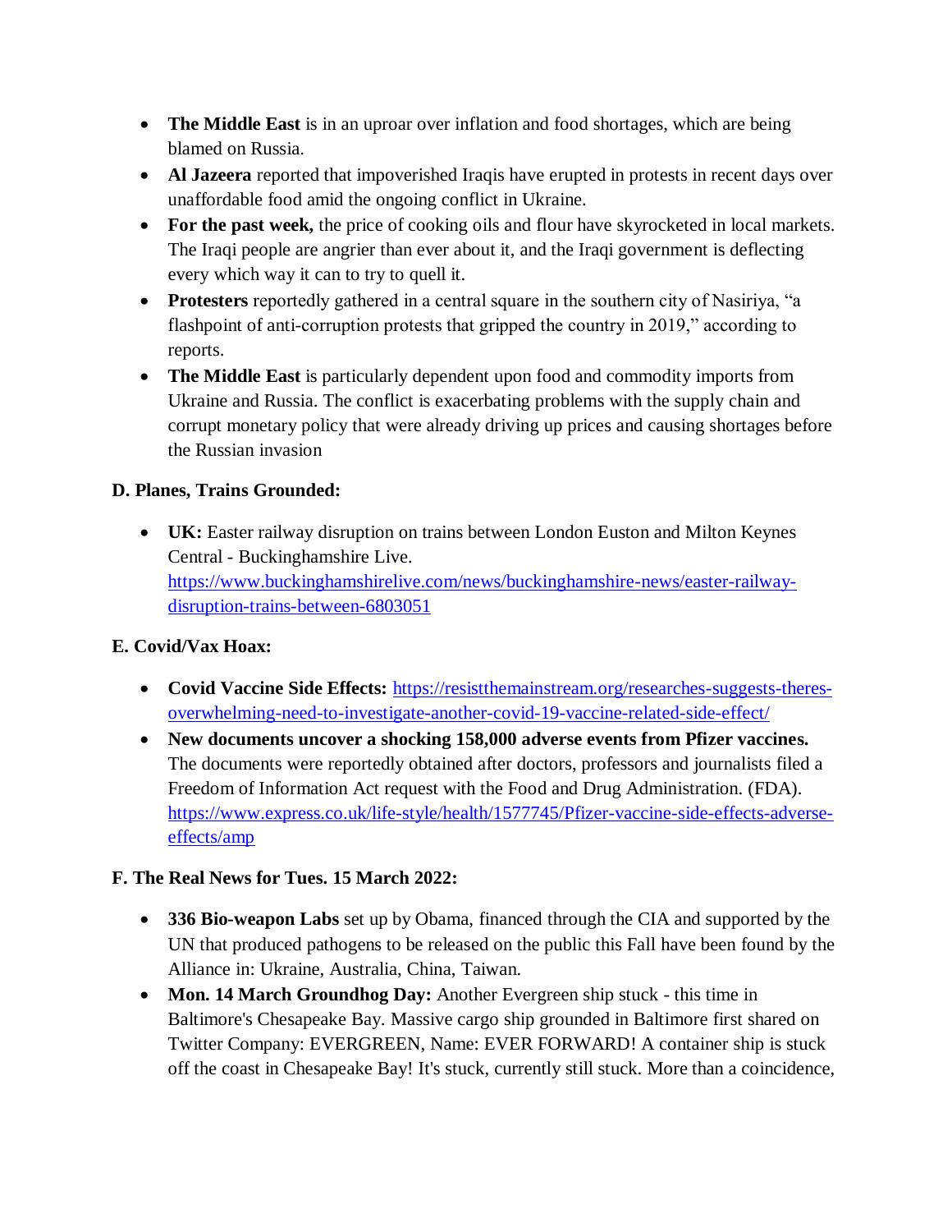- **The Middle East** is in an uproar over inflation and food shortages, which are being blamed on Russia.
- **Al Jazeera** reported that impoverished Iraqis have erupted in protests in recent days over unaffordable food amid the ongoing conflict in Ukraine.
- **For the past week,** the price of cooking oils and flour have skyrocketed in local markets. The Iraqi people are angrier than ever about it, and the Iraqi government is deflecting every which way it can to try to quell it.
- **Protesters** reportedly gathered in a central square in the southern city of Nasiriya, "a flashpoint of anti-corruption protests that gripped the country in 2019," according to reports.
- **The Middle East** is particularly dependent upon food and commodity imports from Ukraine and Russia. The conflict is exacerbating problems with the supply chain and corrupt monetary policy that were already driving up prices and causing shortages before the Russian invasion

**D. Planes, Trains Grounded:**

- **UK:** Easter railway disruption on trains between London Euston and Milton Keynes Central - Buckinghamshire Live. [https://www.buckinghamshirelive.com/news/buckinghamshire-news/easter-railway-disruption-trains-between-6803051](https://www.buckinghamshirelive.com/news/buckinghamshire-news/easter-railway-disruption-trains-between-6803051)

**E. Covid/Vax Hoax:**

- **Covid Vaccine Side Effects:** [https://resistthemainstream.org/researches-suggests-theres-overwhelming-need-to-investigate-another-covid-19-vaccine-related-side-effect/](https://resistthemainstream.org/researches-suggests-theres-overwhelming-need-to-investigate-another-covid-19-vaccine-related-side-effect/)
- **New documents uncover a shocking 158,000 adverse events from Pfizer vaccines.** The documents were reportedly obtained after doctors, professors and journalists filed a Freedom of Information Act request with the Food and Drug Administration. (FDA). [https://www.express.co.uk/life-style/health/1577745/Pfizer-vaccine-side-effects-adverse-effects/amp](https://www.express.co.uk/life-style/health/1577745/Pfizer-vaccine-side-effects-adverse-effects/amp)

**F. The Real News for Tues. 15 March 2022:**

- **336 Bio-weapon Labs** set up by Obama, financed through the CIA and supported by the UN that produced pathogens to be released on the public this Fall have been found by the Alliance in: Ukraine, Australia, China, Taiwan.
- **Mon. 14 March Groundhog Day:** Another Evergreen ship stuck - this time in Baltimore's Chesapeake Bay. Massive cargo ship grounded in Baltimore first shared on Twitter Company: EVERGREEN, Name: EVER FORWARD! A container ship is stuck off the coast in Chesapeake Bay! It's stuck, currently still stuck. More than a coincidence,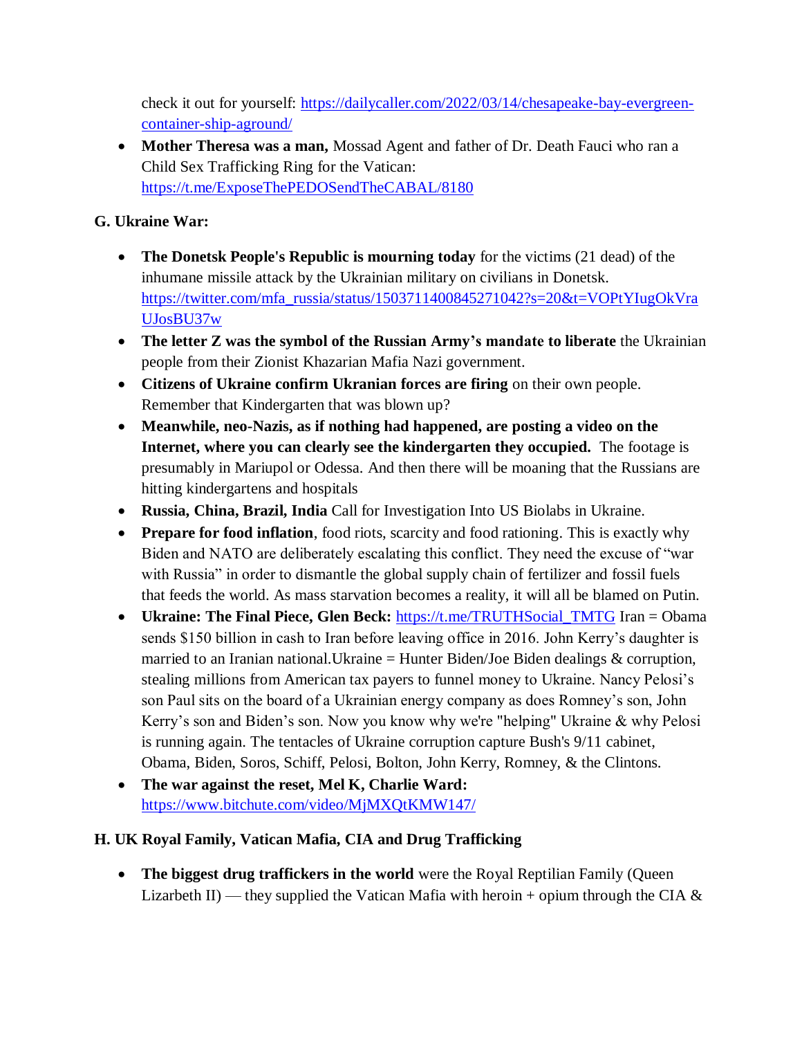check it out for yourself: [https://dailycaller.com/2022/03/14/chesapeake-bay-evergreen-container-ship-aground/](https://dailycaller.com/2022/03/14/chesapeake-bay-evergreen-container-ship-aground/)

- **Mother Theresa was a man,** Mossad Agent and father of Dr. Death Fauci who ran a Child Sex Trafficking Ring for the Vatican: [https://t.me/ExposeThePEDOSendTheCABAL/8180](https://t.me/ExposeThePEDOSendTheCABAL/8180)

## G. Ukraine War:

- **The Donetsk People's Republic is mourning today** for the victims (21 dead) of the inhumane missile attack by the Ukrainian military on civilians in Donetsk. [https://twitter.com/mfa_russia/status/1503711400845271042?s=20&t=VOPtYIugOkVraUJosBU37w](https://twitter.com/mfa_russia/status/1503711400845271042?s=20&t=VOPtYIugOkVraUJosBU37w)
- **The letter Z was the symbol of the Russian Army's mandate to liberate** the Ukrainian people from their Zionist Khazarian Mafia Nazi government.
- **Citizens of Ukraine confirm Ukranian forces are firing** on their own people. Remember that Kindergarten that was blown up?
- **Meanwhile, neo-Nazis, as if nothing had happened, are posting a video on the Internet, where you can clearly see the kindergarten they occupied.** The footage is presumably in Mariupol or Odessa. And then there will be moaning that the Russians are hitting kindergartens and hospitals
- **Russia, China, Brazil, India** Call for Investigation Into US Biolabs in Ukraine.
- **Prepare for food inflation**, food riots, scarcity and food rationing. This is exactly why Biden and NATO are deliberately escalating this conflict. They need the excuse of "war with Russia" in order to dismantle the global supply chain of fertilizer and fossil fuels that feeds the world. As mass starvation becomes a reality, it will all be blamed on Putin.
- **Ukraine: The Final Piece, Glen Beck:** [https://t.me/TRUTHSocial_TMTG](https://t.me/TRUTHSocial_TMTG) Iran = Obama sends $150 billion in cash to Iran before leaving office in 2016. John Kerry's daughter is married to an Iranian national.Ukraine = Hunter Biden/Joe Biden dealings & corruption, stealing millions from American tax payers to funnel money to Ukraine. Nancy Pelosi's son Paul sits on the board of a Ukrainian energy company as does Romney's son, John Kerry's son and Biden's son. Now you know why we're "helping" Ukraine & why Pelosi is running again. The tentacles of Ukraine corruption capture Bush's 9/11 cabinet, Obama, Biden, Soros, Schiff, Pelosi, Bolton, John Kerry, Romney, & the Clintons.
- **The war against the reset, Mel K, Charlie Ward:** [https://www.bitchute.com/video/MjMXQtKMW147/](https://www.bitchute.com/video/MjMXQtKMW147/)

## H. UK Royal Family, Vatican Mafia, CIA and Drug Trafficking

- **The biggest drug traffickers in the world** were the Royal Reptilian Family (Queen Lizarbeth II) — they supplied the Vatican Mafia with heroin + opium through the CIA &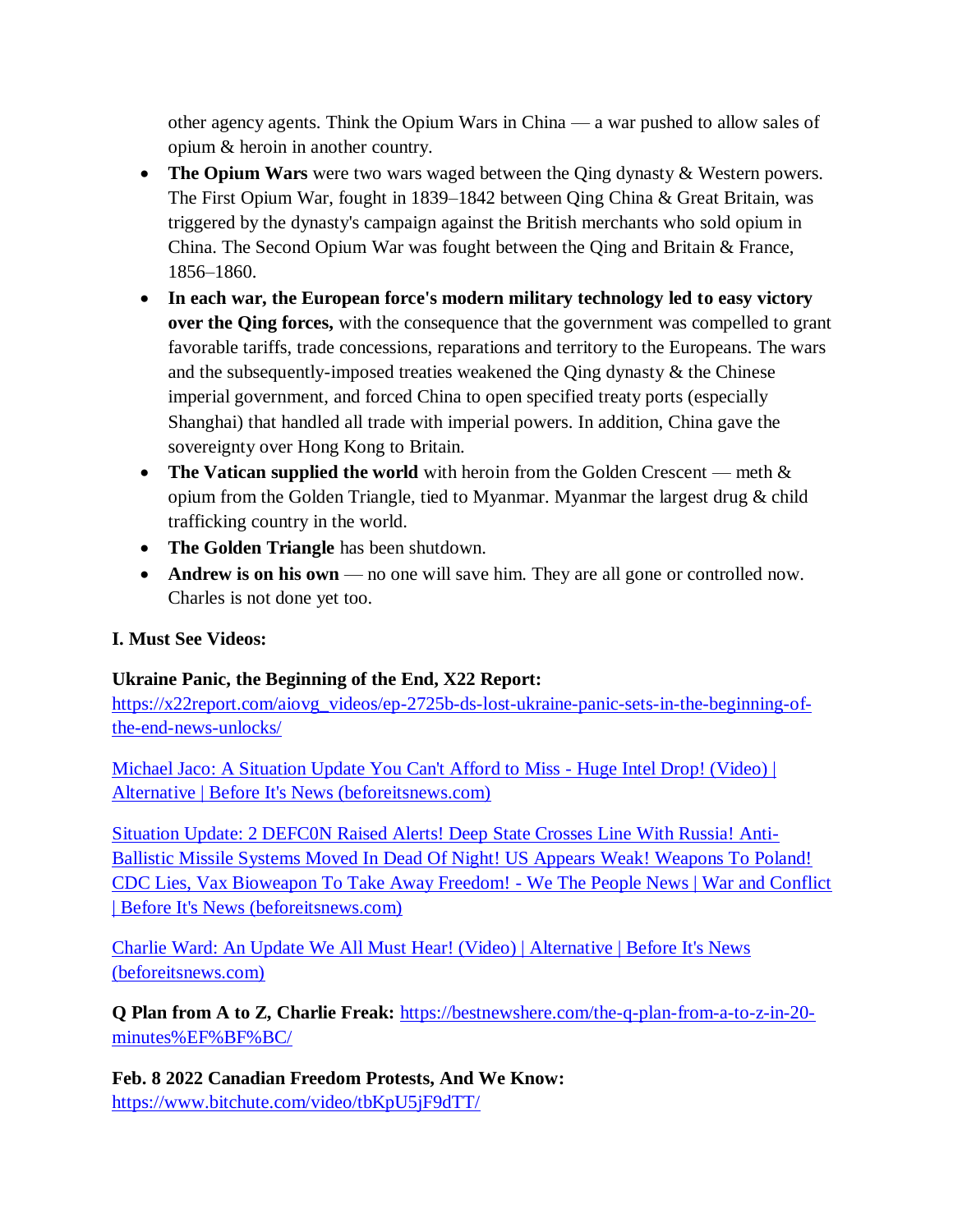other agency agents. Think the Opium Wars in China — a war pushed to allow sales of opium & heroin in another country.

- **The Opium Wars** were two wars waged between the Qing dynasty & Western powers. The First Opium War, fought in 1839–1842 between Qing China & Great Britain, was triggered by the dynasty's campaign against the British merchants who sold opium in China. The Second Opium War was fought between the Qing and Britain & France, 1856–1860.
- **In each war, the European force's modern military technology led to easy victory over the Qing forces,** with the consequence that the government was compelled to grant favorable tariffs, trade concessions, reparations and territory to the Europeans. The wars and the subsequently-imposed treaties weakened the Qing dynasty & the Chinese imperial government, and forced China to open specified treaty ports (especially Shanghai) that handled all trade with imperial powers. In addition, China gave the sovereignty over Hong Kong to Britain.
- **The Vatican supplied the world** with heroin from the Golden Crescent — meth & opium from the Golden Triangle, tied to Myanmar. Myanmar the largest drug & child trafficking country in the world.
- **The Golden Triangle** has been shutdown.
- **Andrew is on his own** — no one will save him. They are all gone or controlled now. Charles is not done yet too.

**I. Must See Videos:**

**Ukraine Panic, the Beginning of the End, X22 Report:** https://x22report.com/aiovg_videos/ep-2725b-ds-lost-ukraine-panic-sets-in-the-beginning-of-the-end-news-unlocks/

Michael Jaco: A Situation Update You Can't Afford to Miss - Huge Intel Drop! (Video) | Alternative | Before It's News (beforeitsnews.com)

Situation Update: 2 DEFC0N Raised Alerts! Deep State Crosses Line With Russia! Anti-Ballistic Missile Systems Moved In Dead Of Night! US Appears Weak! Weapons To Poland! CDC Lies, Vax Bioweapon To Take Away Freedom! - We The People News | War and Conflict | Before It's News (beforeitsnews.com)

Charlie Ward: An Update We All Must Hear! (Video) | Alternative | Before It's News (beforeitsnews.com)

**Q Plan from A to Z, Charlie Freak:** https://bestnewshere.com/the-q-plan-from-a-to-z-in-20-minutes%EF%BF%BC/

**Feb. 8 2022 Canadian Freedom Protests, And We Know:** https://www.bitchute.com/video/tbKpU5jF9dTT/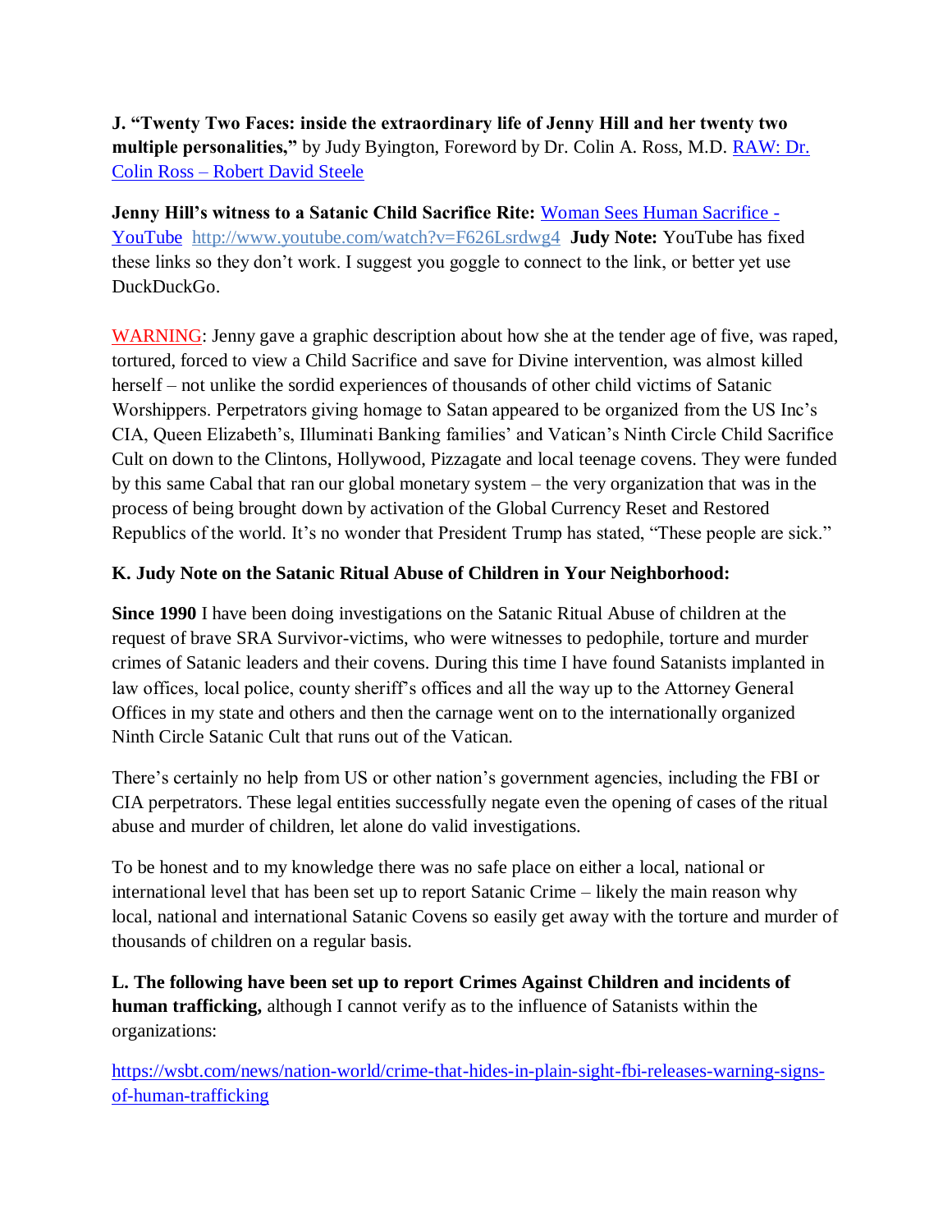**J. "Twenty Two Faces: inside the extraordinary life of Jenny Hill and her twenty two multiple personalities,"** by Judy Byington, Foreword by Dr. Colin A. Ross, M.D. [RAW: Dr. Colin Ross – Robert David Steele]()

**Jenny Hill's witness to a Satanic Child Sacrifice Rite:** [Woman Sees Human Sacrifice - YouTube]() [http://www.youtube.com/watch?v=F626Lsrdwg4](http://www.youtube.com/watch?v=F626Lsrdwg4) **Judy Note:** YouTube has fixed these links so they don't work. I suggest you goggle to connect to the link, or better yet use DuckDuckGo.

WARNING: Jenny gave a graphic description about how she at the tender age of five, was raped, tortured, forced to view a Child Sacrifice and save for Divine intervention, was almost killed herself – not unlike the sordid experiences of thousands of other child victims of Satanic Worshippers. Perpetrators giving homage to Satan appeared to be organized from the US Inc's CIA, Queen Elizabeth's, Illuminati Banking families' and Vatican's Ninth Circle Child Sacrifice Cult on down to the Clintons, Hollywood, Pizzagate and local teenage covens. They were funded by this same Cabal that ran our global monetary system – the very organization that was in the process of being brought down by activation of the Global Currency Reset and Restored Republics of the world. It's no wonder that President Trump has stated, "These people are sick."

**K. Judy Note on the Satanic Ritual Abuse of Children in Your Neighborhood:**

**Since 1990** I have been doing investigations on the Satanic Ritual Abuse of children at the request of brave SRA Survivor-victims, who were witnesses to pedophile, torture and murder crimes of Satanic leaders and their covens. During this time I have found Satanists implanted in law offices, local police, county sheriff's offices and all the way up to the Attorney General Offices in my state and others and then the carnage went on to the internationally organized Ninth Circle Satanic Cult that runs out of the Vatican.

There's certainly no help from US or other nation's government agencies, including the FBI or CIA perpetrators. These legal entities successfully negate even the opening of cases of the ritual abuse and murder of children, let alone do valid investigations.

To be honest and to my knowledge there was no safe place on either a local, national or international level that has been set up to report Satanic Crime – likely the main reason why local, national and international Satanic Covens so easily get away with the torture and murder of thousands of children on a regular basis.

**L. The following have been set up to report Crimes Against Children and incidents of human trafficking,** although I cannot verify as to the influence of Satanists within the organizations:

[https://wsbt.com/news/nation-world/crime-that-hides-in-plain-sight-fbi-releases-warning-signs-of-human-trafficking](https://wsbt.com/news/nation-world/crime-that-hides-in-plain-sight-fbi-releases-warning-signs-of-human-trafficking)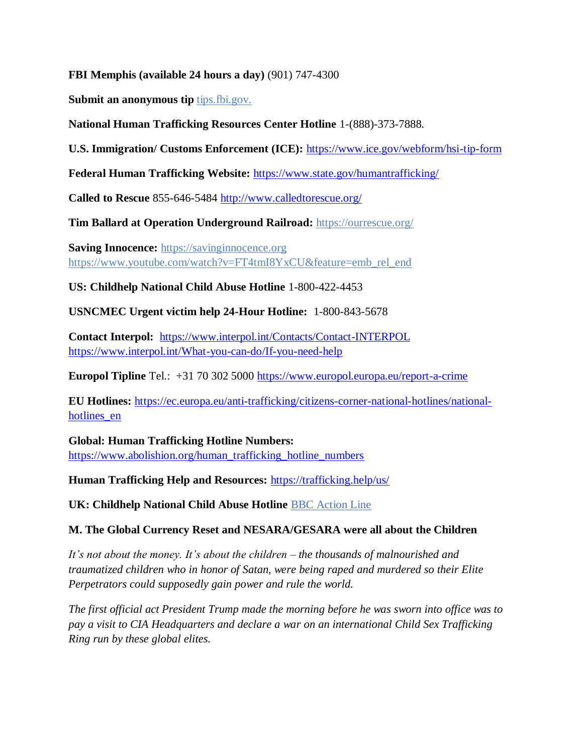**FBI Memphis (available 24 hours a day)** (901) 747-4300

**Submit an anonymous tip** tips.fbi.gov.

**National Human Trafficking Resources Center Hotline** 1-(888)-373-7888.

**U.S. Immigration/ Customs Enforcement (ICE):** https://www.ice.gov/webform/hsi-tip-form

**Federal Human Trafficking Website:** https://www.state.gov/humantrafficking/

**Called to Rescue** 855-646-5484 http://www.calledtorescue.org/

**Tim Ballard at Operation Underground Railroad:** https://ourrescue.org/

**Saving Innocence:** https://savinginnocence.org
https://www.youtube.com/watch?v=FT4tmI8YxCU&feature=emb_rel_end

**US: Childhelp National Child Abuse Hotline** 1-800-422-4453

**USNCMEC Urgent victim help 24-Hour Hotline:** 1-800-843-5678

**Contact Interpol:** https://www.interpol.int/Contacts/Contact-INTERPOL
https://www.interpol.int/What-you-can-do/If-you-need-help

**Europol Tipline** Tel.: +31 70 302 5000 https://www.europol.europa.eu/report-a-crime

**EU Hotlines:** https://ec.europa.eu/anti-trafficking/citizens-corner-national-hotlines/national-hotlines_en

**Global: Human Trafficking Hotline Numbers:**
https://www.abolishion.org/human_trafficking_hotline_numbers

**Human Trafficking Help and Resources:** https://trafficking.help/us/

**UK: Childhelp National Child Abuse Hotline** BBC Action Line

**M. The Global Currency Reset and NESARA/GESARA were all about the Children**

*It's not about the money. It's about the children – the thousands of malnourished and traumatized children who in honor of Satan, were being raped and murdered so their Elite Perpetrators could supposedly gain power and rule the world.*

*The first official act President Trump made the morning before he was sworn into office was to pay a visit to CIA Headquarters and declare a war on an international Child Sex Trafficking Ring run by these global elites.*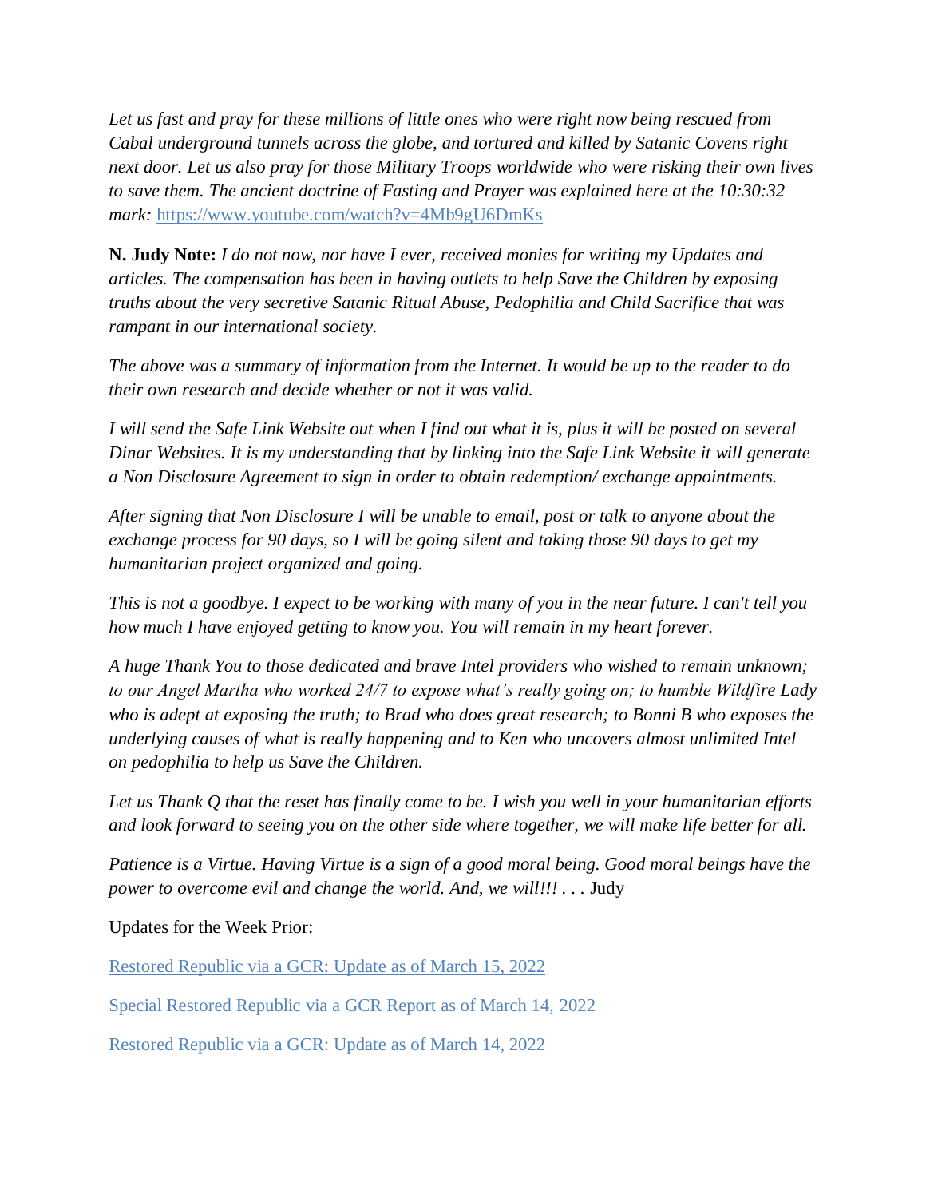*Let us fast and pray for these millions of little ones who were right now being rescued from Cabal underground tunnels across the globe, and tortured and killed by Satanic Covens right next door. Let us also pray for those Military Troops worldwide who were risking their own lives to save them. The ancient doctrine of Fasting and Prayer was explained here at the 10:30:32 mark:* https://www.youtube.com/watch?v=4Mb9gU6DmKs

**N. Judy Note:** *I do not now, nor have I ever, received monies for writing my Updates and articles. The compensation has been in having outlets to help Save the Children by exposing truths about the very secretive Satanic Ritual Abuse, Pedophilia and Child Sacrifice that was rampant in our international society.*

*The above was a summary of information from the Internet. It would be up to the reader to do their own research and decide whether or not it was valid.*

*I will send the Safe Link Website out when I find out what it is, plus it will be posted on several Dinar Websites. It is my understanding that by linking into the Safe Link Website it will generate a Non Disclosure Agreement to sign in order to obtain redemption/ exchange appointments.*

*After signing that Non Disclosure I will be unable to email, post or talk to anyone about the exchange process for 90 days, so I will be going silent and taking those 90 days to get my humanitarian project organized and going.*

*This is not a goodbye. I expect to be working with many of you in the near future. I can't tell you how much I have enjoyed getting to know you. You will remain in my heart forever.*

*A huge Thank You to those dedicated and brave Intel providers who wished to remain unknown; to our Angel Martha who worked 24/7 to expose what's really going on; to humble Wildfire Lady who is adept at exposing the truth; to Brad who does great research; to Bonni B who exposes the underlying causes of what is really happening and to Ken who uncovers almost unlimited Intel on pedophilia to help us Save the Children.*

*Let us Thank Q that the reset has finally come to be. I wish you well in your humanitarian efforts and look forward to seeing you on the other side where together, we will make life better for all.*

*Patience is a Virtue. Having Virtue is a sign of a good moral being. Good moral beings have the power to overcome evil and change the world. And, we will!!! . . .* Judy

Updates for the Week Prior:

Restored Republic via a GCR: Update as of March 15, 2022

Special Restored Republic via a GCR Report as of March 14, 2022

Restored Republic via a GCR: Update as of March 14, 2022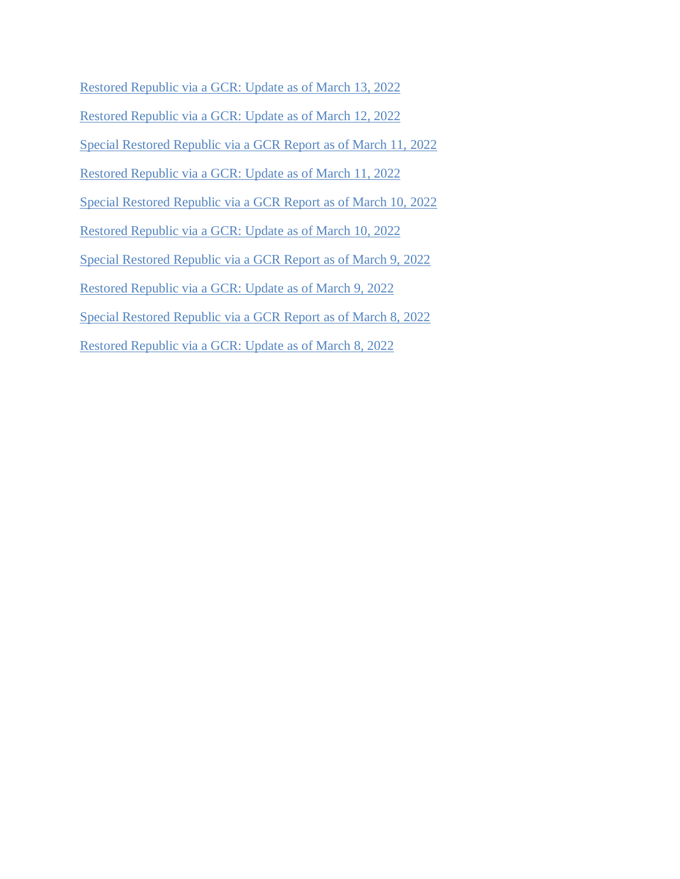Restored Republic via a GCR: Update as of March 13, 2022

Restored Republic via a GCR: Update as of March 12, 2022

Special Restored Republic via a GCR Report as of March 11, 2022

Restored Republic via a GCR: Update as of March 11, 2022

Special Restored Republic via a GCR Report as of March 10, 2022

Restored Republic via a GCR: Update as of March 10, 2022

Special Restored Republic via a GCR Report as of March 9, 2022

Restored Republic via a GCR: Update as of March 9, 2022

Special Restored Republic via a GCR Report as of March 8, 2022

Restored Republic via a GCR: Update as of March 8, 2022